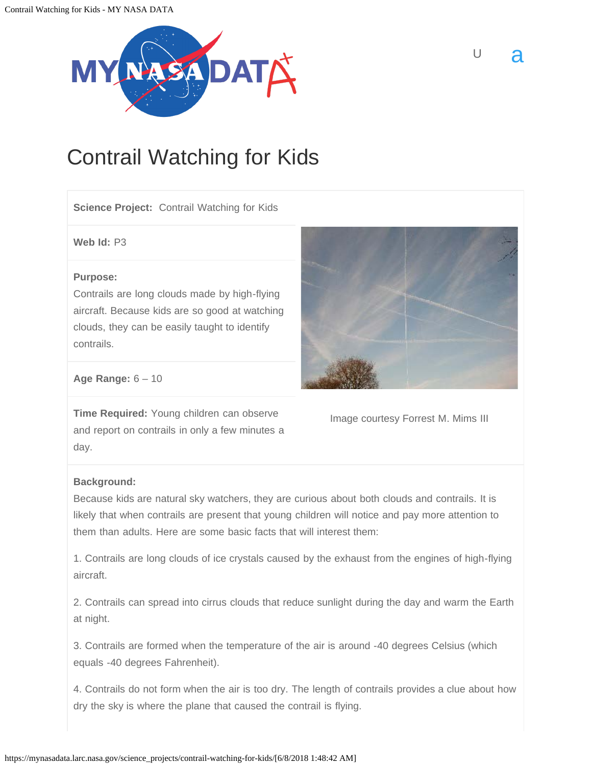# Contrail Watching for Kids

**Science Project:** Contrail Watching for Kids

**Web Id:** P3

**Purpose:**
Contrails are long clouds made by high-flying aircraft. Because kids are so good at watching clouds, they can be easily taught to identify contrails.

**Age Range:** 6 – 10

**Time Required:** Young children can observe and report on contrails in only a few minutes a day.

Image courtesy Forrest M. Mims III

**Background:**
Because kids are natural sky watchers, they are curious about both clouds and contrails. It is likely that when contrails are present that young children will notice and pay more attention to them than adults. Here are some basic facts that will interest them:

1. Contrails are long clouds of ice crystals caused by the exhaust from the engines of high-flying aircraft.

2. Contrails can spread into cirrus clouds that reduce sunlight during the day and warm the Earth at night.

3. Contrails are formed when the temperature of the air is around -40 degrees Celsius (which equals -40 degrees Fahrenheit).

4. Contrails do not form when the air is too dry. The length of contrails provides a clue about how dry the sky is where the plane that caused the contrail is flying.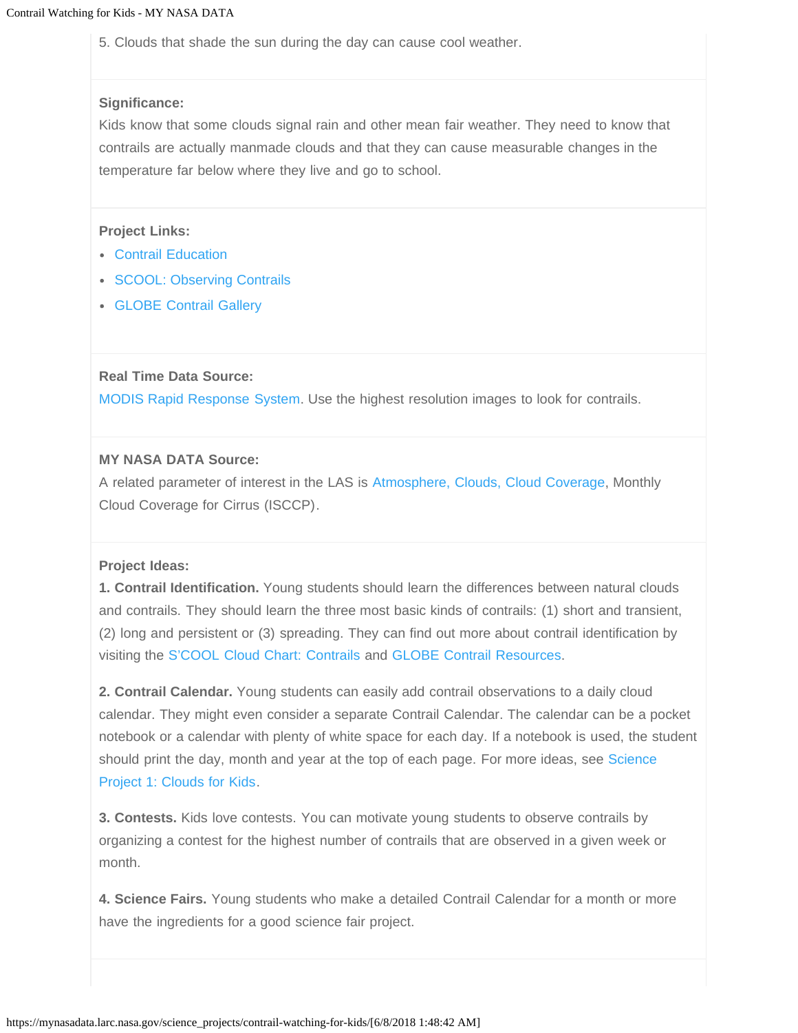5. Clouds that shade the sun during the day can cause cool weather.

**Significance:**
Kids know that some clouds signal rain and other mean fair weather. They need to know that contrails are actually manmade clouds and that they can cause measurable changes in the temperature far below where they live and go to school.

**Project Links:**

- Contrail Education
- SCOOL: Observing Contrails
- GLOBE Contrail Gallery

**Real Time Data Source:**
MODIS Rapid Response System. Use the highest resolution images to look for contrails.

**MY NASA DATA Source:**
A related parameter of interest in the LAS is Atmosphere, Clouds, Cloud Coverage, Monthly Cloud Coverage for Cirrus (ISCCP).

**Project Ideas:**
**1. Contrail Identification.** Young students should learn the differences between natural clouds and contrails. They should learn the three most basic kinds of contrails: (1) short and transient, (2) long and persistent or (3) spreading. They can find out more about contrail identification by visiting the S'COOL Cloud Chart: Contrails and GLOBE Contrail Resources.

**2. Contrail Calendar.** Young students can easily add contrail observations to a daily cloud calendar. They might even consider a separate Contrail Calendar. The calendar can be a pocket notebook or a calendar with plenty of white space for each day. If a notebook is used, the student should print the day, month and year at the top of each page. For more ideas, see Science Project 1: Clouds for Kids.

**3. Contests.** Kids love contests. You can motivate young students to observe contrails by organizing a contest for the highest number of contrails that are observed in a given week or month.

**4. Science Fairs.** Young students who make a detailed Contrail Calendar for a month or more have the ingredients for a good science fair project.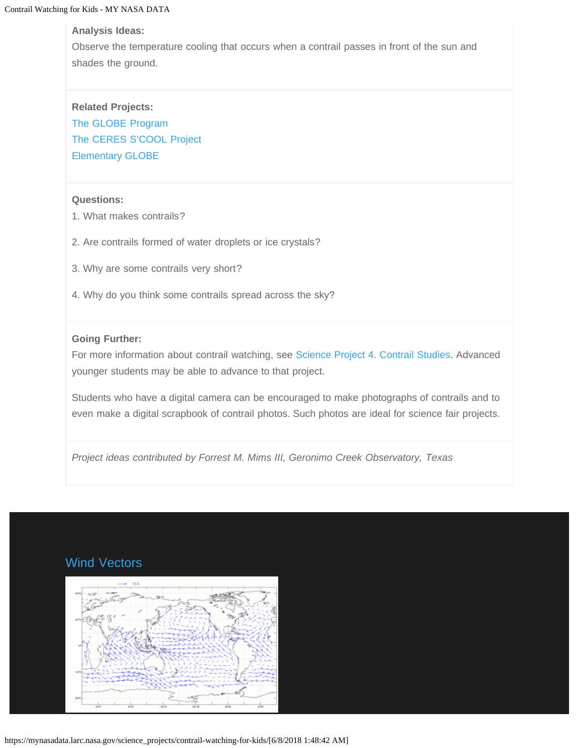**Analysis Ideas:**

Observe the temperature cooling that occurs when a contrail passes in front of the sun and shades the ground.

**Related Projects:**

The GLOBE Program
The CERES S'COOL Project
Elementary GLOBE

**Questions:**

1. What makes contrails?

2. Are contrails formed of water droplets or ice crystals?

3. Why are some contrails very short?

4. Why do you think some contrails spread across the sky?

**Going Further:**

For more information about contrail watching, see Science Project 4. Contrail Studies. Advanced younger students may be able to advance to that project.

Students who have a digital camera can be encouraged to make photographs of contrails and to even make a digital scrapbook of contrail photos. Such photos are ideal for science fair projects.

*Project ideas contributed by Forrest M. Mims III, Geronimo Creek Observatory, Texas*

## Wind Vectors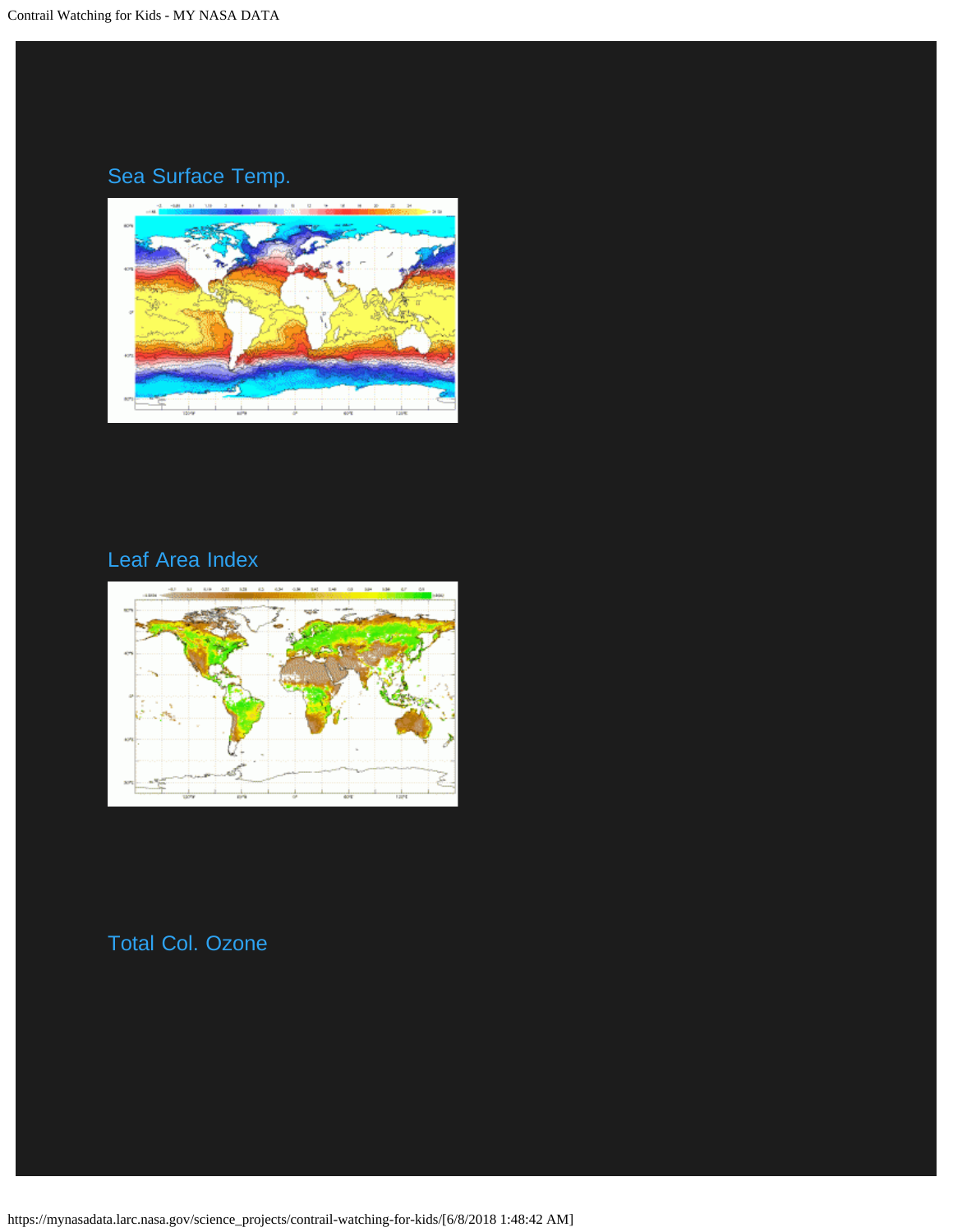Sea Surface Temp.

Leaf Area Index

Total Col. Ozone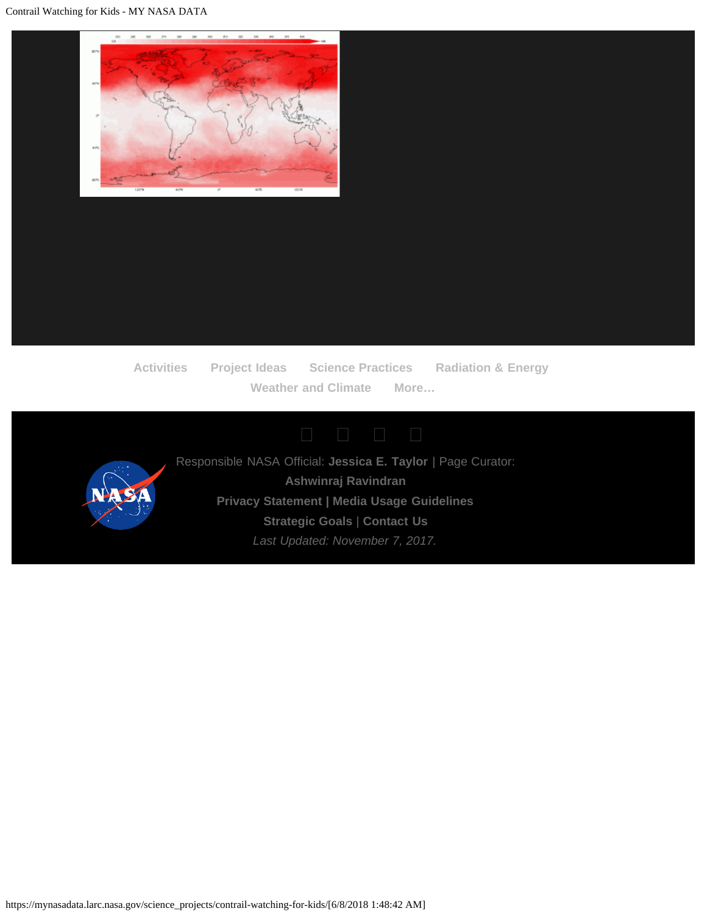Activities Project Ideas Science Practices Radiation & Energy Weather and Climate More…

Responsible NASA Official: **Jessica E. Taylor** | Page Curator: **Ashwinraj Ravindran**

**Privacy Statement | Media Usage Guidelines**

**Strategic Goals** | **Contact Us**

*Last Updated: November 7, 2017.*